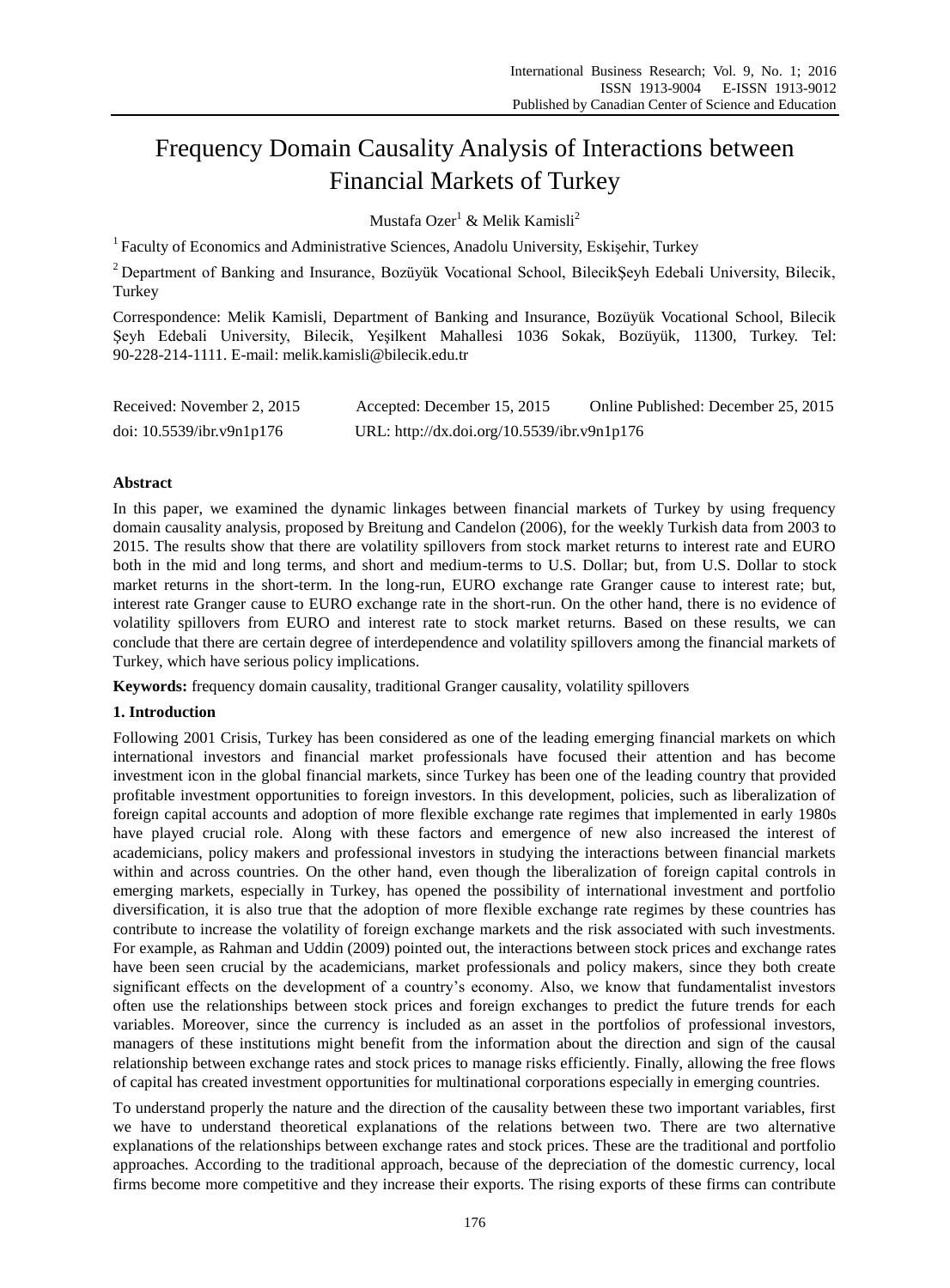# Frequency Domain Causality Analysis of Interactions between Financial Markets of Turkey

Mustafa Ozer[1] & Melik Kamisli[2]

[1] Faculty of Economics and Administrative Sciences, Anadolu University, Eskişehir, Turkey

[2] Department of Banking and Insurance, Bozüyük Vocational School, BilecikŞeyh Edebali University, Bilecik, Turkey

Correspondence: Melik Kamisli, Department of Banking and Insurance, Bozüyük Vocational School, Bilecik Şeyh Edebali University, Bilecik, Yeşilkent Mahallesi 1036 Sokak, Bozüyük, 11300, Turkey. Tel: 90-228-214-1111. E-mail: melik.kamisli@bilecik.edu.tr

Received: November 2, 2015 Accepted: December 15, 2015 Online Published: December 25, 2015

doi: 10.5539/ibr.v9n1p176 URL: http://dx.doi.org/10.5539/ibr.v9n1p176

## Abstract

In this paper, we examined the dynamic linkages between financial markets of Turkey by using frequency domain causality analysis, proposed by Breitung and Candelon (2006), for the weekly Turkish data from 2003 to 2015. The results show that there are volatility spillovers from stock market returns to interest rate and EURO both in the mid and long terms, and short and medium-terms to U.S. Dollar; but, from U.S. Dollar to stock market returns in the short-term. In the long-run, EURO exchange rate Granger cause to interest rate; but, interest rate Granger cause to EURO exchange rate in the short-run. On the other hand, there is no evidence of volatility spillovers from EURO and interest rate to stock market returns. Based on these results, we can conclude that there are certain degree of interdependence and volatility spillovers among the financial markets of Turkey, which have serious policy implications.

**Keywords:** frequency domain causality, traditional Granger causality, volatility spillovers

## 1. Introduction

Following 2001 Crisis, Turkey has been considered as one of the leading emerging financial markets on which international investors and financial market professionals have focused their attention and has become investment icon in the global financial markets, since Turkey has been one of the leading country that provided profitable investment opportunities to foreign investors. In this development, policies, such as liberalization of foreign capital accounts and adoption of more flexible exchange rate regimes that implemented in early 1980s have played crucial role. Along with these factors and emergence of new also increased the interest of academicians, policy makers and professional investors in studying the interactions between financial markets within and across countries. On the other hand, even though the liberalization of foreign capital controls in emerging markets, especially in Turkey, has opened the possibility of international investment and portfolio diversification, it is also true that the adoption of more flexible exchange rate regimes by these countries has contribute to increase the volatility of foreign exchange markets and the risk associated with such investments. For example, as Rahman and Uddin (2009) pointed out, the interactions between stock prices and exchange rates have been seen crucial by the academicians, market professionals and policy makers, since they both create significant effects on the development of a country's economy. Also, we know that fundamentalist investors often use the relationships between stock prices and foreign exchanges to predict the future trends for each variables. Moreover, since the currency is included as an asset in the portfolios of professional investors, managers of these institutions might benefit from the information about the direction and sign of the causal relationship between exchange rates and stock prices to manage risks efficiently. Finally, allowing the free flows of capital has created investment opportunities for multinational corporations especially in emerging countries.

To understand properly the nature and the direction of the causality between these two important variables, first we have to understand theoretical explanations of the relations between two. There are two alternative explanations of the relationships between exchange rates and stock prices. These are the traditional and portfolio approaches. According to the traditional approach, because of the depreciation of the domestic currency, local firms become more competitive and they increase their exports. The rising exports of these firms can contribute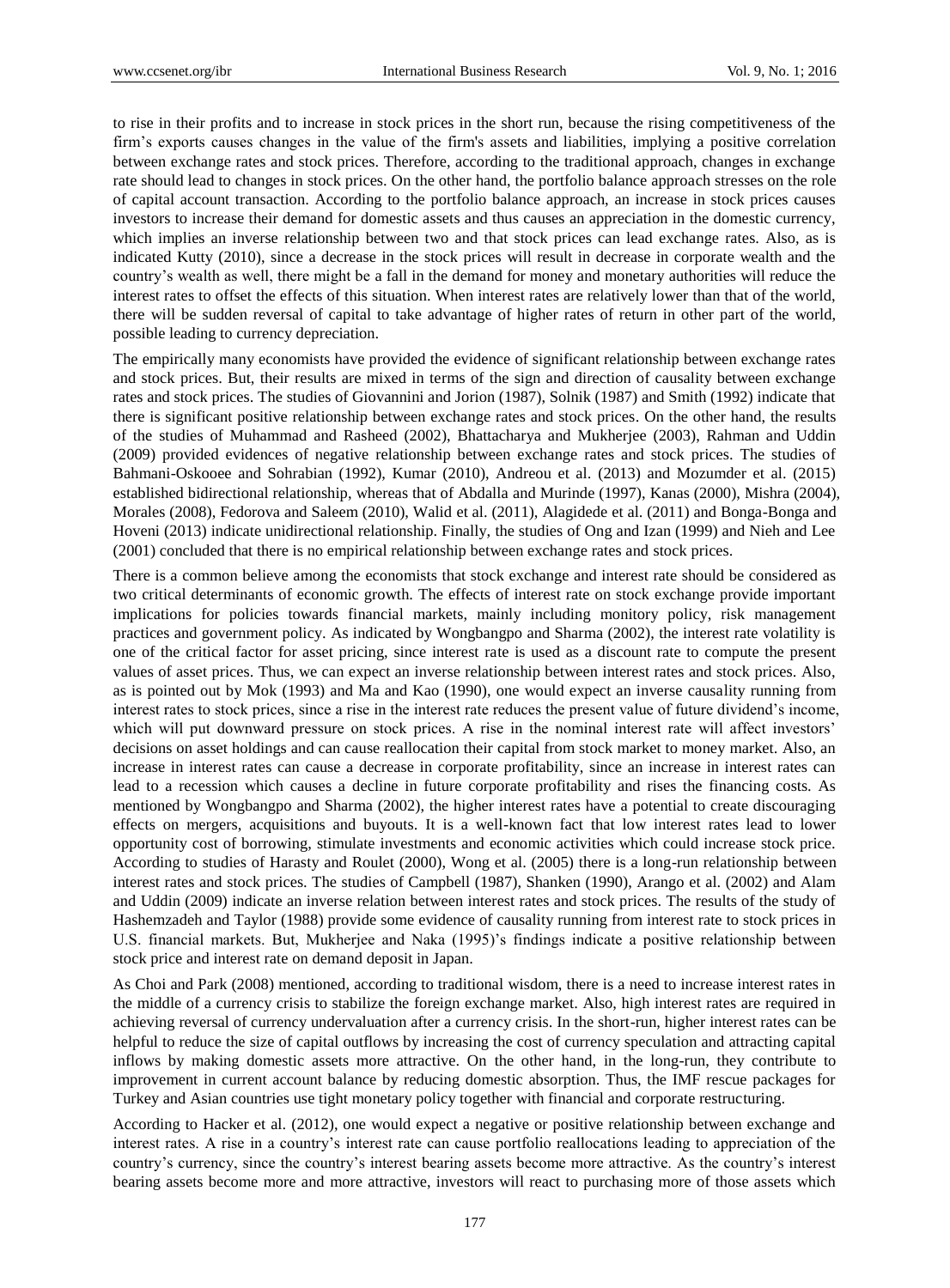to rise in their profits and to increase in stock prices in the short run, because the rising competitiveness of the firm's exports causes changes in the value of the firm's assets and liabilities, implying a positive correlation between exchange rates and stock prices. Therefore, according to the traditional approach, changes in exchange rate should lead to changes in stock prices. On the other hand, the portfolio balance approach stresses on the role of capital account transaction. According to the portfolio balance approach, an increase in stock prices causes investors to increase their demand for domestic assets and thus causes an appreciation in the domestic currency, which implies an inverse relationship between two and that stock prices can lead exchange rates. Also, as is indicated Kutty (2010), since a decrease in the stock prices will result in decrease in corporate wealth and the country's wealth as well, there might be a fall in the demand for money and monetary authorities will reduce the interest rates to offset the effects of this situation. When interest rates are relatively lower than that of the world, there will be sudden reversal of capital to take advantage of higher rates of return in other part of the world, possible leading to currency depreciation.

The empirically many economists have provided the evidence of significant relationship between exchange rates and stock prices. But, their results are mixed in terms of the sign and direction of causality between exchange rates and stock prices. The studies of Giovannini and Jorion (1987), Solnik (1987) and Smith (1992) indicate that there is significant positive relationship between exchange rates and stock prices. On the other hand, the results of the studies of Muhammad and Rasheed (2002), Bhattacharya and Mukherjee (2003), Rahman and Uddin (2009) provided evidences of negative relationship between exchange rates and stock prices. The studies of Bahmani-Oskooee and Sohrabian (1992), Kumar (2010), Andreou et al. (2013) and Mozumder et al. (2015) established bidirectional relationship, whereas that of Abdalla and Murinde (1997), Kanas (2000), Mishra (2004), Morales (2008), Fedorova and Saleem (2010), Walid et al. (2011), Alagidede et al. (2011) and Bonga-Bonga and Hoveni (2013) indicate unidirectional relationship. Finally, the studies of Ong and Izan (1999) and Nieh and Lee (2001) concluded that there is no empirical relationship between exchange rates and stock prices.

There is a common believe among the economists that stock exchange and interest rate should be considered as two critical determinants of economic growth. The effects of interest rate on stock exchange provide important implications for policies towards financial markets, mainly including monitory policy, risk management practices and government policy. As indicated by Wongbangpo and Sharma (2002), the interest rate volatility is one of the critical factor for asset pricing, since interest rate is used as a discount rate to compute the present values of asset prices. Thus, we can expect an inverse relationship between interest rates and stock prices. Also, as is pointed out by Mok (1993) and Ma and Kao (1990), one would expect an inverse causality running from interest rates to stock prices, since a rise in the interest rate reduces the present value of future dividend's income, which will put downward pressure on stock prices. A rise in the nominal interest rate will affect investors' decisions on asset holdings and can cause reallocation their capital from stock market to money market. Also, an increase in interest rates can cause a decrease in corporate profitability, since an increase in interest rates can lead to a recession which causes a decline in future corporate profitability and rises the financing costs. As mentioned by Wongbangpo and Sharma (2002), the higher interest rates have a potential to create discouraging effects on mergers, acquisitions and buyouts. It is a well-known fact that low interest rates lead to lower opportunity cost of borrowing, stimulate investments and economic activities which could increase stock price. According to studies of Harasty and Roulet (2000), Wong et al. (2005) there is a long-run relationship between interest rates and stock prices. The studies of Campbell (1987), Shanken (1990), Arango et al. (2002) and Alam and Uddin (2009) indicate an inverse relation between interest rates and stock prices. The results of the study of Hashemzadeh and Taylor (1988) provide some evidence of causality running from interest rate to stock prices in U.S. financial markets. But, Mukherjee and Naka (1995)'s findings indicate a positive relationship between stock price and interest rate on demand deposit in Japan.

As Choi and Park (2008) mentioned, according to traditional wisdom, there is a need to increase interest rates in the middle of a currency crisis to stabilize the foreign exchange market. Also, high interest rates are required in achieving reversal of currency undervaluation after a currency crisis. In the short-run, higher interest rates can be helpful to reduce the size of capital outflows by increasing the cost of currency speculation and attracting capital inflows by making domestic assets more attractive. On the other hand, in the long-run, they contribute to improvement in current account balance by reducing domestic absorption. Thus, the IMF rescue packages for Turkey and Asian countries use tight monetary policy together with financial and corporate restructuring.

According to Hacker et al. (2012), one would expect a negative or positive relationship between exchange and interest rates. A rise in a country's interest rate can cause portfolio reallocations leading to appreciation of the country's currency, since the country's interest bearing assets become more attractive. As the country's interest bearing assets become more and more attractive, investors will react to purchasing more of those assets which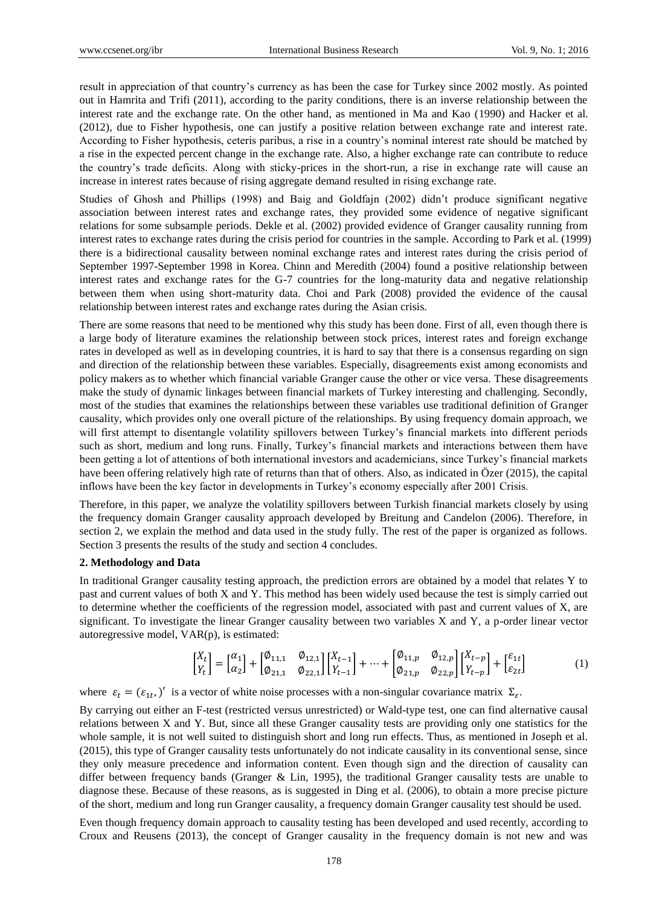result in appreciation of that country's currency as has been the case for Turkey since 2002 mostly. As pointed out in Hamrita and Trifi (2011), according to the parity conditions, there is an inverse relationship between the interest rate and the exchange rate. On the other hand, as mentioned in Ma and Kao (1990) and Hacker et al. (2012), due to Fisher hypothesis, one can justify a positive relation between exchange rate and interest rate. According to Fisher hypothesis, ceteris paribus, a rise in a country's nominal interest rate should be matched by a rise in the expected percent change in the exchange rate. Also, a higher exchange rate can contribute to reduce the country's trade deficits. Along with sticky-prices in the short-run, a rise in exchange rate will cause an increase in interest rates because of rising aggregate demand resulted in rising exchange rate.

Studies of Ghosh and Phillips (1998) and Baig and Goldfajn (2002) didn't produce significant negative association between interest rates and exchange rates, they provided some evidence of negative significant relations for some subsample periods. Dekle et al. (2002) provided evidence of Granger causality running from interest rates to exchange rates during the crisis period for countries in the sample. According to Park et al. (1999) there is a bidirectional causality between nominal exchange rates and interest rates during the crisis period of September 1997-September 1998 in Korea. Chinn and Meredith (2004) found a positive relationship between interest rates and exchange rates for the G-7 countries for the long-maturity data and negative relationship between them when using short-maturity data. Choi and Park (2008) provided the evidence of the causal relationship between interest rates and exchange rates during the Asian crisis.

There are some reasons that need to be mentioned why this study has been done. First of all, even though there is a large body of literature examines the relationship between stock prices, interest rates and foreign exchange rates in developed as well as in developing countries, it is hard to say that there is a consensus regarding on sign and direction of the relationship between these variables. Especially, disagreements exist among economists and policy makers as to whether which financial variable Granger cause the other or vice versa. These disagreements make the study of dynamic linkages between financial markets of Turkey interesting and challenging. Secondly, most of the studies that examines the relationships between these variables use traditional definition of Granger causality, which provides only one overall picture of the relationships. By using frequency domain approach, we will first attempt to disentangle volatility spillovers between Turkey's financial markets into different periods such as short, medium and long runs. Finally, Turkey's financial markets and interactions between them have been getting a lot of attentions of both international investors and academicians, since Turkey's financial markets have been offering relatively high rate of returns than that of others. Also, as indicated in Özer (2015), the capital inflows have been the key factor in developments in Turkey's economy especially after 2001 Crisis.

Therefore, in this paper, we analyze the volatility spillovers between Turkish financial markets closely by using the frequency domain Granger causality approach developed by Breitung and Candelon (2006). Therefore, in section 2, we explain the method and data used in the study fully. The rest of the paper is organized as follows. Section 3 presents the results of the study and section 4 concludes.

## 2. Methodology and Data

In traditional Granger causality testing approach, the prediction errors are obtained by a model that relates Y to past and current values of both X and Y. This method has been widely used because the test is simply carried out to determine whether the coefficients of the regression model, associated with past and current values of X, are significant. To investigate the linear Granger causality between two variables X and Y, a p-order linear vector autoregressive model, VAR(p), is estimated:

$$\begin{bmatrix} X_t \\ Y_t \end{bmatrix} = \begin{bmatrix} \alpha_1 \\ \alpha_2 \end{bmatrix} + \begin{bmatrix} \emptyset_{11,1} & \emptyset_{12,1} \\ \emptyset_{21,1} & \emptyset_{22,1} \end{bmatrix} \begin{bmatrix} X_{t-1} \\ Y_{t-1} \end{bmatrix} + \cdots + \begin{bmatrix} \emptyset_{11,p} & \emptyset_{12,p} \\ \emptyset_{21,p} & \emptyset_{22,p} \end{bmatrix} \begin{bmatrix} X_{t-p} \\ Y_{t-p} \end{bmatrix} + \begin{bmatrix} \varepsilon_{1t} \\ \varepsilon_{2t} \end{bmatrix} \tag{1}$$

where $\varepsilon_t = (\varepsilon_{1t},)'$ is a vector of white noise processes with a non-singular covariance matrix $\Sigma_\varepsilon$.

By carrying out either an F-test (restricted versus unrestricted) or Wald-type test, one can find alternative causal relations between X and Y. But, since all these Granger causality tests are providing only one statistics for the whole sample, it is not well suited to distinguish short and long run effects. Thus, as mentioned in Joseph et al. (2015), this type of Granger causality tests unfortunately do not indicate causality in its conventional sense, since they only measure precedence and information content. Even though sign and the direction of causality can differ between frequency bands (Granger & Lin, 1995), the traditional Granger causality tests are unable to diagnose these. Because of these reasons, as is suggested in Ding et al. (2006), to obtain a more precise picture of the short, medium and long run Granger causality, a frequency domain Granger causality test should be used.

Even though frequency domain approach to causality testing has been developed and used recently, according to Croux and Reusens (2013), the concept of Granger causality in the frequency domain is not new and was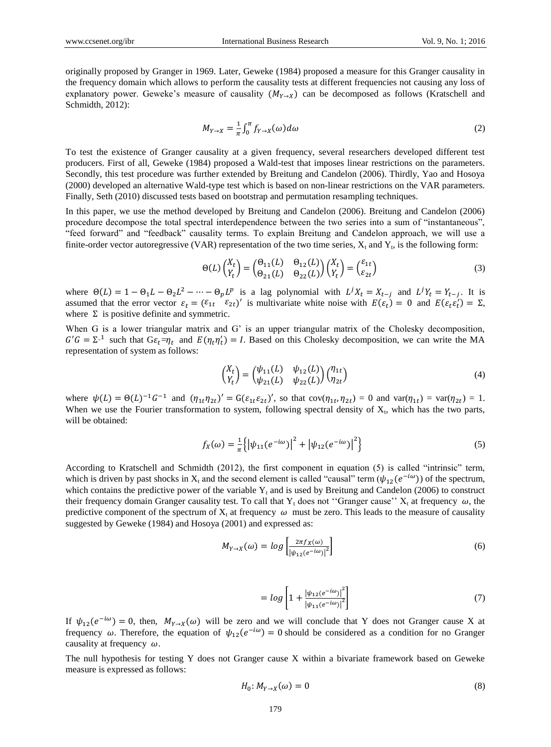originally proposed by Granger in 1969. Later, Geweke (1984) proposed a measure for this Granger causality in the frequency domain which allows to perform the causality tests at different frequencies not causing any loss of explanatory power. Geweke's measure of causality $(M_{Y\to X})$ can be decomposed as follows (Kratschell and Schmidth, 2012):

$$M_{Y\to X} = \frac{1}{\pi}\int_0^{\pi} f_{Y\to X}(\omega)d\omega \tag{2}$$

To test the existence of Granger causality at a given frequency, several researchers developed different test producers. First of all, Geweke (1984) proposed a Wald-test that imposes linear restrictions on the parameters. Secondly, this test procedure was further extended by Breitung and Candelon (2006). Thirdly, Yao and Hosoya (2000) developed an alternative Wald-type test which is based on non-linear restrictions on the VAR parameters. Finally, Seth (2010) discussed tests based on bootstrap and permutation resampling techniques.

In this paper, we use the method developed by Breitung and Candelon (2006). Breitung and Candelon (2006) procedure decompose the total spectral interdependence between the two series into a sum of "instantaneous", "feed forward" and "feedback" causality terms. To explain Breitung and Candelon approach, we will use a finite-order vector autoregressive (VAR) representation of the two time series, $X_t$ and $Y_t$, is the following form:

$$\Theta(L)\begin{pmatrix}X_t\\Y_t\end{pmatrix} = \begin{pmatrix}\Theta_{11}(L) & \Theta_{12}(L)\\ \Theta_{21}(L) & \Theta_{22}(L)\end{pmatrix}\begin{pmatrix}X_t\\Y_t\end{pmatrix} = \begin{pmatrix}\varepsilon_{1t}\\ \varepsilon_{2t}\end{pmatrix} \tag{3}$$

where $\Theta(L) = 1 - \Theta_1 L - \Theta_2 L^2 - \cdots - \Theta_p L^p$ is a lag polynomial with $L^j X_t = X_{t-j}$ and $L^j Y_t = Y_{t-j}$. It is assumed that the error vector $\varepsilon_t = (\varepsilon_{1t} \quad \varepsilon_{2t})'$ is multivariate white noise with $E(\varepsilon_t) = 0$ and $E(\varepsilon_t\varepsilon_t') = \Sigma$, where $\Sigma$ is positive definite and symmetric.

When G is a lower triangular matrix and G' is an upper triangular matrix of the Cholesky decomposition, $G'G = \Sigma^{-1}$ such that $G\varepsilon_t = \eta_t$ and $E(\eta_t\eta_t') = I$. Based on this Cholesky decomposition, we can write the MA representation of system as follows:

$$\begin{pmatrix}X_t\\Y_t\end{pmatrix} = \begin{pmatrix}\psi_{11}(L) & \psi_{12}(L)\\ \psi_{21}(L) & \psi_{22}(L)\end{pmatrix}\begin{pmatrix}\eta_{1t}\\ \eta_{2t}\end{pmatrix} \tag{4}$$

where $\psi(L) = \Theta(L)^{-1}G^{-1}$ and $(\eta_{1t}\eta_{2t})' = G(\varepsilon_{1t}\varepsilon_{2t})'$, so that $\text{cov}(\eta_{1t}, \eta_{2t}) = 0$ and $\text{var}(\eta_{1t}) = \text{var}(\eta_{2t}) = 1$. When we use the Fourier transformation to system, following spectral density of $X_t$, which has the two parts, will be obtained:

$$f_X(\omega) = \frac{1}{\pi}\left\{\left|\psi_{11}(e^{-i\omega})\right|^2 + \left|\psi_{12}(e^{-i\omega})\right|^2\right\} \tag{5}$$

According to Kratschell and Schmidth (2012), the first component in equation (5) is called "intrinsic" term, which is driven by past shocks in $X_t$ and the second element is called "causal" term $(\psi_{12}(e^{-i\omega}))$ of the spectrum, which contains the predictive power of the variable $Y_t$ and is used by Breitung and Candelon (2006) to construct their frequency domain Granger causality test. To call that $Y_t$ does not ''Granger cause'' $X_t$ at frequency $\omega$, the predictive component of the spectrum of $X_t$ at frequency $\omega$ must be zero. This leads to the measure of causality suggested by Geweke (1984) and Hosoya (2001) and expressed as:

$$M_{Y\to X}(\omega) = log\left[\frac{2\pi f_X(\omega)}{\left|\psi_{12}(e^{-i\omega})\right|^2}\right] \tag{6}$$

$$= log\left[1 + \frac{\left|\psi_{12}(e^{-i\omega})\right|^2}{\left|\psi_{11}(e^{-i\omega})\right|^2}\right] \tag{7}$$

If $\psi_{12}(e^{-i\omega}) = 0$, then, $M_{Y\to X}(\omega)$ will be zero and we will conclude that Y does not Granger cause X at frequency $\omega$. Therefore, the equation of $\psi_{12}(e^{-i\omega}) = 0$ should be considered as a condition for no Granger causality at frequency $\omega$.

The null hypothesis for testing Y does not Granger cause X within a bivariate framework based on Geweke measure is expressed as follows:

$$H_0: M_{Y\to X}(\omega) = 0 \tag{8}$$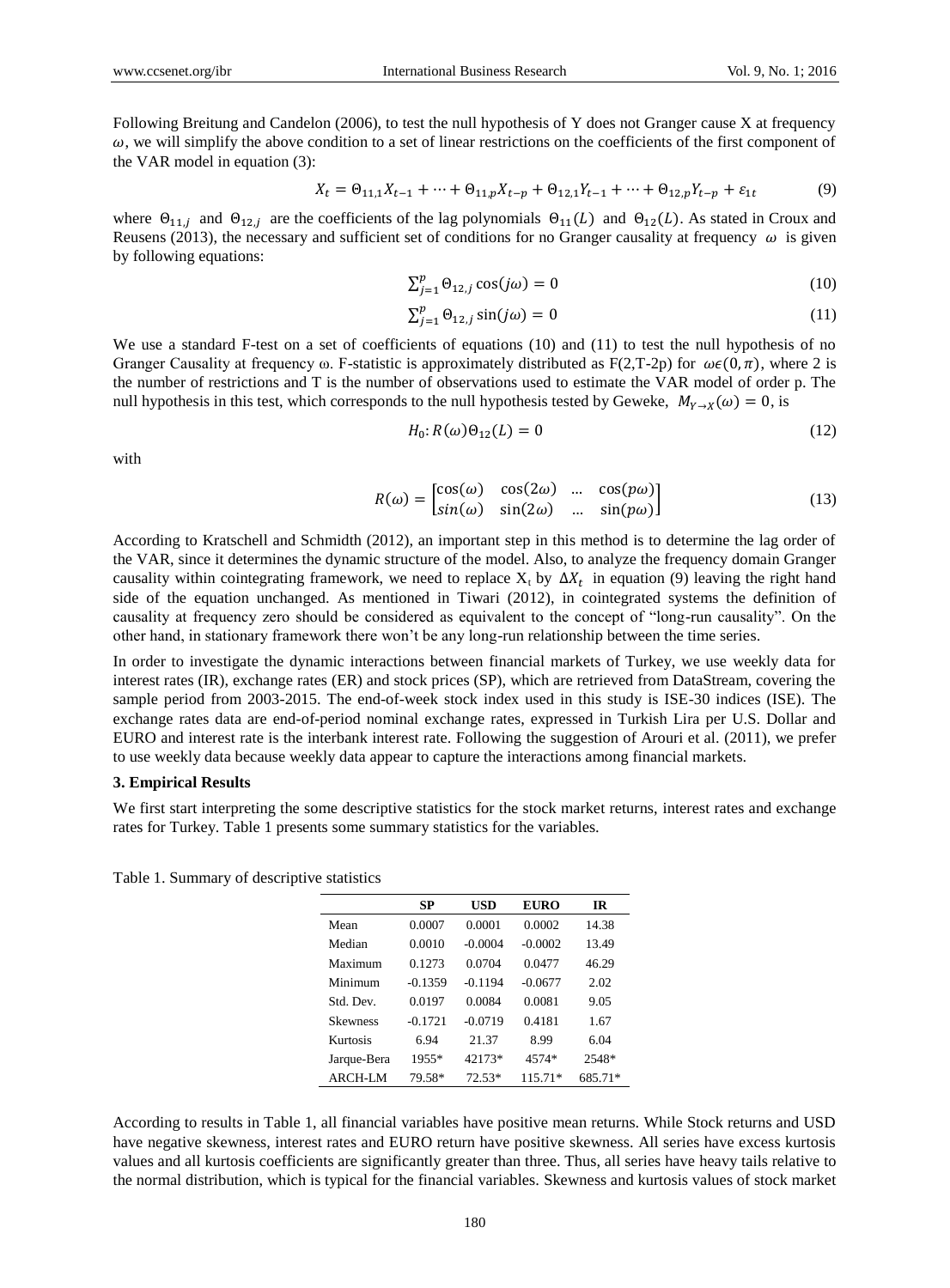Following Breitung and Candelon (2006), to test the null hypothesis of Y does not Granger cause X at frequency $\omega$, we will simplify the above condition to a set of linear restrictions on the coefficients of the first component of the VAR model in equation (3):

$$X_t = \Theta_{11,1}X_{t-1} + \cdots + \Theta_{11,p}X_{t-p} + \Theta_{12,1}Y_{t-1} + \cdots + \Theta_{12,p}Y_{t-p} + \varepsilon_{1t} \tag{9}$$

where $\Theta_{11,j}$ and $\Theta_{12,j}$ are the coefficients of the lag polynomials $\Theta_{11}(L)$ and $\Theta_{12}(L)$. As stated in Croux and Reusens (2013), the necessary and sufficient set of conditions for no Granger causality at frequency $\omega$ is given by following equations:

$$\sum_{j=1}^{p} \Theta_{12,j} \cos(j\omega) = 0 \tag{10}$$

$$\sum_{j=1}^{p} \Theta_{12,j} \sin(j\omega) = 0 \tag{11}$$

We use a standard F-test on a set of coefficients of equations (10) and (11) to test the null hypothesis of no Granger Causality at frequency ω. F-statistic is approximately distributed as F(2,T-2p) for $\omega\epsilon(0,\pi)$, where 2 is the number of restrictions and T is the number of observations used to estimate the VAR model of order p. The null hypothesis in this test, which corresponds to the null hypothesis tested by Geweke, $M_{Y\to X}(\omega) = 0$, is

$$H_0: R(\omega)\Theta_{12}(L) = 0 \tag{12}$$

with

$$R(\omega) = \begin{bmatrix} \cos(\omega) & \cos(2\omega) & \ldots & \cos(p\omega) \\ \sin(\omega) & \sin(2\omega) & \ldots & \sin(p\omega) \end{bmatrix} \tag{13}$$

According to Kratschell and Schmidth (2012), an important step in this method is to determine the lag order of the VAR, since it determines the dynamic structure of the model. Also, to analyze the frequency domain Granger causality within cointegrating framework, we need to replace $X_t$ by $\Delta X_t$ in equation (9) leaving the right hand side of the equation unchanged. As mentioned in Tiwari (2012), in cointegrated systems the definition of causality at frequency zero should be considered as equivalent to the concept of "long-run causality". On the other hand, in stationary framework there won't be any long-run relationship between the time series.

In order to investigate the dynamic interactions between financial markets of Turkey, we use weekly data for interest rates (IR), exchange rates (ER) and stock prices (SP), which are retrieved from DataStream, covering the sample period from 2003-2015. The end-of-week stock index used in this study is ISE-30 indices (ISE). The exchange rates data are end-of-period nominal exchange rates, expressed in Turkish Lira per U.S. Dollar and EURO and interest rate is the interbank interest rate. Following the suggestion of Arouri et al. (2011), we prefer to use weekly data because weekly data appear to capture the interactions among financial markets.

## 3. Empirical Results

We first start interpreting the some descriptive statistics for the stock market returns, interest rates and exchange rates for Turkey. Table 1 presents some summary statistics for the variables.

Table 1. Summary of descriptive statistics

| | SP | USD | EURO | IR |
|---|---|---|---|---|
| Mean | 0.0007 | 0.0001 | 0.0002 | 14.38 |
| Median | 0.0010 | -0.0004 | -0.0002 | 13.49 |
| Maximum | 0.1273 | 0.0704 | 0.0477 | 46.29 |
| Minimum | -0.1359 | -0.1194 | -0.0677 | 2.02 |
| Std. Dev. | 0.0197 | 0.0084 | 0.0081 | 9.05 |
| Skewness | -0.1721 | -0.0719 | 0.4181 | 1.67 |
| Kurtosis | 6.94 | 21.37 | 8.99 | 6.04 |
| Jarque-Bera | 1955* | 42173* | 4574* | 2548* |
| ARCH-LM | 79.58* | 72.53* | 115.71* | 685.71* |

According to results in Table 1, all financial variables have positive mean returns. While Stock returns and USD have negative skewness, interest rates and EURO return have positive skewness. All series have excess kurtosis values and all kurtosis coefficients are significantly greater than three. Thus, all series have heavy tails relative to the normal distribution, which is typical for the financial variables. Skewness and kurtosis values of stock market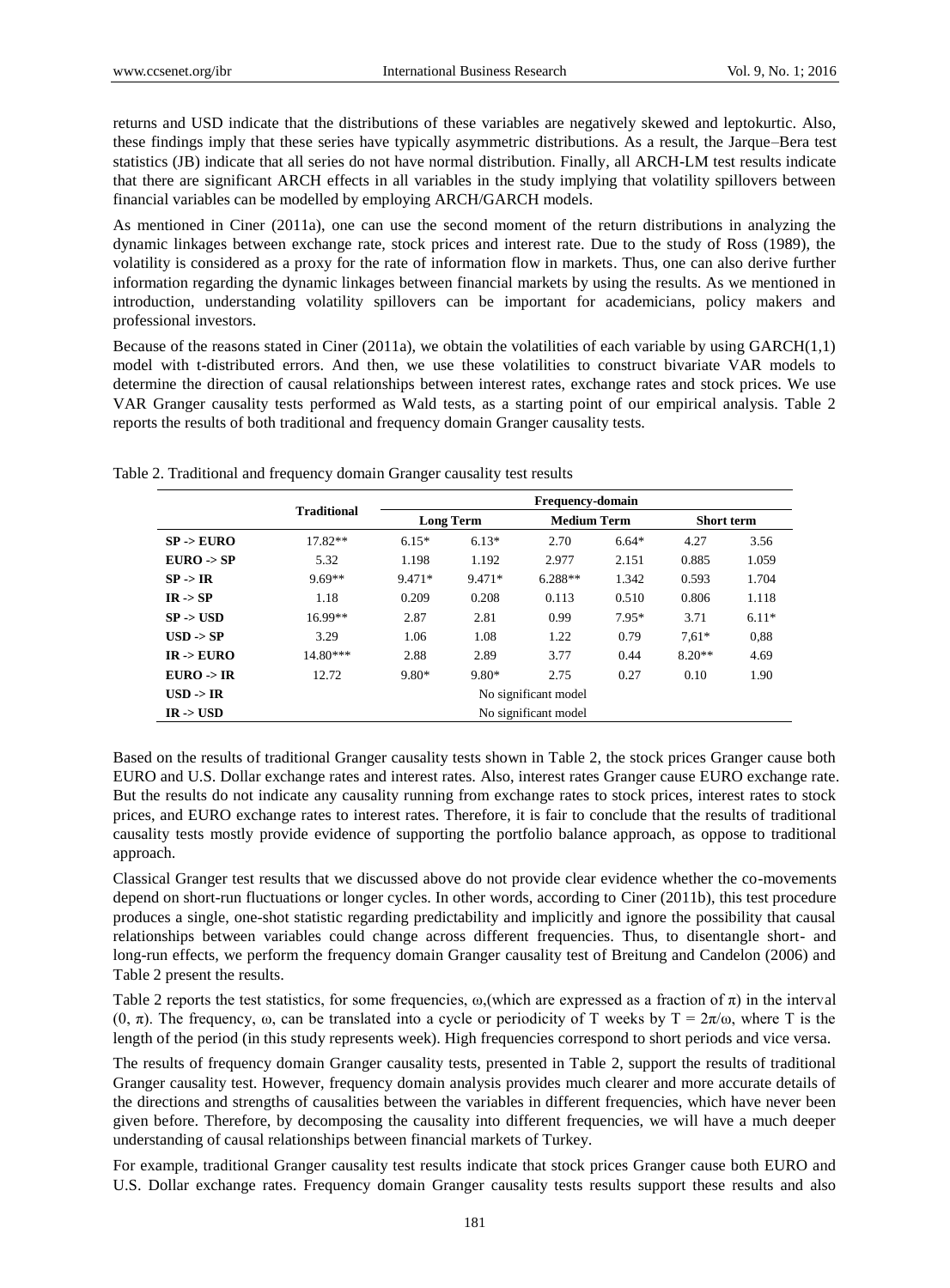returns and USD indicate that the distributions of these variables are negatively skewed and leptokurtic. Also, these findings imply that these series have typically asymmetric distributions. As a result, the Jarque–Bera test statistics (JB) indicate that all series do not have normal distribution. Finally, all ARCH-LM test results indicate that there are significant ARCH effects in all variables in the study implying that volatility spillovers between financial variables can be modelled by employing ARCH/GARCH models.

As mentioned in Ciner (2011a), one can use the second moment of the return distributions in analyzing the dynamic linkages between exchange rate, stock prices and interest rate. Due to the study of Ross (1989), the volatility is considered as a proxy for the rate of information flow in markets. Thus, one can also derive further information regarding the dynamic linkages between financial markets by using the results. As we mentioned in introduction, understanding volatility spillovers can be important for academicians, policy makers and professional investors.

Because of the reasons stated in Ciner (2011a), we obtain the volatilities of each variable by using GARCH(1,1) model with t-distributed errors. And then, we use these volatilities to construct bivariate VAR models to determine the direction of causal relationships between interest rates, exchange rates and stock prices. We use VAR Granger causality tests performed as Wald tests, as a starting point of our empirical analysis. Table 2 reports the results of both traditional and frequency domain Granger causality tests.

Table 2. Traditional and frequency domain Granger causality test results

| | Traditional | Frequency-domain | | | | | |
|---|---|---|---|---|---|---|---|
| | | Long Term | | Medium Term | | Short term | |
| **SP -> EURO** | 17.82** | 6.15* | 6.13* | 2.70 | 6.64* | 4.27 | 3.56 |
| **EURO -> SP** | 5.32 | 1.198 | 1.192 | 2.977 | 2.151 | 0.885 | 1.059 |
| **SP -> IR** | 9.69** | 9.471* | 9.471* | 6.288** | 1.342 | 0.593 | 1.704 |
| **IR -> SP** | 1.18 | 0.209 | 0.208 | 0.113 | 0.510 | 0.806 | 1.118 |
| **SP -> USD** | 16.99** | 2.87 | 2.81 | 0.99 | 7.95* | 3.71 | 6.11* |
| **USD -> SP** | 3.29 | 1.06 | 1.08 | 1.22 | 0.79 | 7,61* | 0,88 |
| **IR -> EURO** | 14.80*** | 2.88 | 2.89 | 3.77 | 0.44 | 8.20** | 4.69 |
| **EURO -> IR** | 12.72 | 9.80* | 9.80* | 2.75 | 0.27 | 0.10 | 1.90 |
| **USD -> IR** | | No significant model | | | | | |
| **IR -> USD** | | No significant model | | | | | |

Based on the results of traditional Granger causality tests shown in Table 2, the stock prices Granger cause both EURO and U.S. Dollar exchange rates and interest rates. Also, interest rates Granger cause EURO exchange rate. But the results do not indicate any causality running from exchange rates to stock prices, interest rates to stock prices, and EURO exchange rates to interest rates. Therefore, it is fair to conclude that the results of traditional causality tests mostly provide evidence of supporting the portfolio balance approach, as oppose to traditional approach.

Classical Granger test results that we discussed above do not provide clear evidence whether the co-movements depend on short-run fluctuations or longer cycles. In other words, according to Ciner (2011b), this test procedure produces a single, one-shot statistic regarding predictability and implicitly and ignore the possibility that causal relationships between variables could change across different frequencies. Thus, to disentangle short- and long-run effects, we perform the frequency domain Granger causality test of Breitung and Candelon (2006) and Table 2 present the results.

Table 2 reports the test statistics, for some frequencies, $\omega$,(which are expressed as a fraction of $\pi$) in the interval $(0, \pi)$. The frequency, $\omega$, can be translated into a cycle or periodicity of T weeks by $T = 2\pi/\omega$, where T is the length of the period (in this study represents week). High frequencies correspond to short periods and vice versa.

The results of frequency domain Granger causality tests, presented in Table 2, support the results of traditional Granger causality test. However, frequency domain analysis provides much clearer and more accurate details of the directions and strengths of causalities between the variables in different frequencies, which have never been given before. Therefore, by decomposing the causality into different frequencies, we will have a much deeper understanding of causal relationships between financial markets of Turkey.

For example, traditional Granger causality test results indicate that stock prices Granger cause both EURO and U.S. Dollar exchange rates. Frequency domain Granger causality tests results support these results and also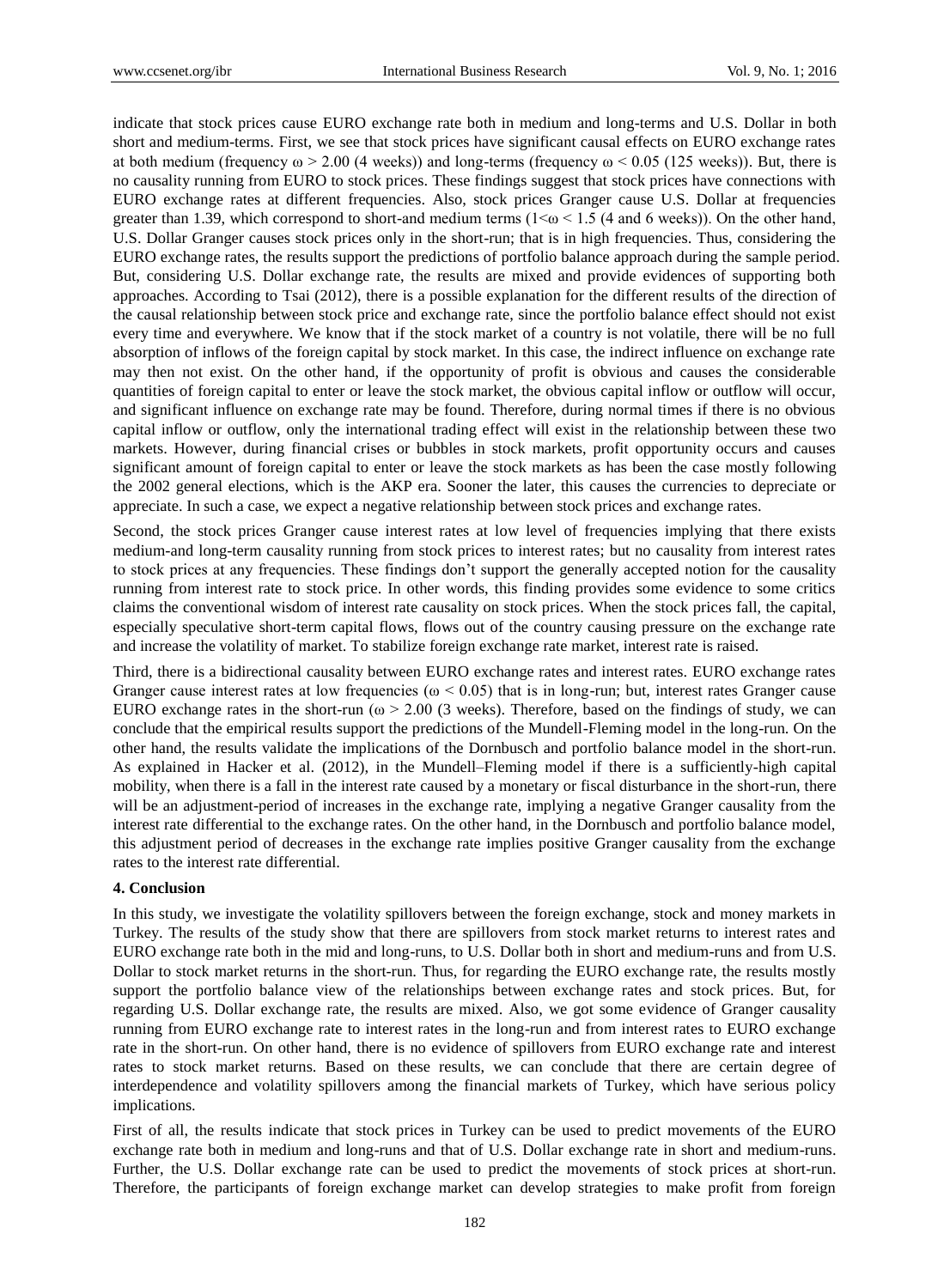indicate that stock prices cause EURO exchange rate both in medium and long-terms and U.S. Dollar in both short and medium-terms. First, we see that stock prices have significant causal effects on EURO exchange rates at both medium (frequency $\omega > 2.00$ (4 weeks)) and long-terms (frequency $\omega < 0.05$ (125 weeks)). But, there is no causality running from EURO to stock prices. These findings suggest that stock prices have connections with EURO exchange rates at different frequencies. Also, stock prices Granger cause U.S. Dollar at frequencies greater than 1.39, which correspond to short-and medium terms ($1<\omega < 1.5$ (4 and 6 weeks)). On the other hand, U.S. Dollar Granger causes stock prices only in the short-run; that is in high frequencies. Thus, considering the EURO exchange rates, the results support the predictions of portfolio balance approach during the sample period. But, considering U.S. Dollar exchange rate, the results are mixed and provide evidences of supporting both approaches. According to Tsai (2012), there is a possible explanation for the different results of the direction of the causal relationship between stock price and exchange rate, since the portfolio balance effect should not exist every time and everywhere. We know that if the stock market of a country is not volatile, there will be no full absorption of inflows of the foreign capital by stock market. In this case, the indirect influence on exchange rate may then not exist. On the other hand, if the opportunity of profit is obvious and causes the considerable quantities of foreign capital to enter or leave the stock market, the obvious capital inflow or outflow will occur, and significant influence on exchange rate may be found. Therefore, during normal times if there is no obvious capital inflow or outflow, only the international trading effect will exist in the relationship between these two markets. However, during financial crises or bubbles in stock markets, profit opportunity occurs and causes significant amount of foreign capital to enter or leave the stock markets as has been the case mostly following the 2002 general elections, which is the AKP era. Sooner the later, this causes the currencies to depreciate or appreciate. In such a case, we expect a negative relationship between stock prices and exchange rates.

Second, the stock prices Granger cause interest rates at low level of frequencies implying that there exists medium-and long-term causality running from stock prices to interest rates; but no causality from interest rates to stock prices at any frequencies. These findings don't support the generally accepted notion for the causality running from interest rate to stock price. In other words, this finding provides some evidence to some critics claims the conventional wisdom of interest rate causality on stock prices. When the stock prices fall, the capital, especially speculative short-term capital flows, flows out of the country causing pressure on the exchange rate and increase the volatility of market. To stabilize foreign exchange rate market, interest rate is raised.

Third, there is a bidirectional causality between EURO exchange rates and interest rates. EURO exchange rates Granger cause interest rates at low frequencies ($\omega < 0.05$) that is in long-run; but, interest rates Granger cause EURO exchange rates in the short-run ($\omega > 2.00$ (3 weeks). Therefore, based on the findings of study, we can conclude that the empirical results support the predictions of the Mundell-Fleming model in the long-run. On the other hand, the results validate the implications of the Dornbusch and portfolio balance model in the short-run. As explained in Hacker et al. (2012), in the Mundell–Fleming model if there is a sufficiently-high capital mobility, when there is a fall in the interest rate caused by a monetary or fiscal disturbance in the short-run, there will be an adjustment-period of increases in the exchange rate, implying a negative Granger causality from the interest rate differential to the exchange rates. On the other hand, in the Dornbusch and portfolio balance model, this adjustment period of decreases in the exchange rate implies positive Granger causality from the exchange rates to the interest rate differential.

## 4. Conclusion

In this study, we investigate the volatility spillovers between the foreign exchange, stock and money markets in Turkey. The results of the study show that there are spillovers from stock market returns to interest rates and EURO exchange rate both in the mid and long-runs, to U.S. Dollar both in short and medium-runs and from U.S. Dollar to stock market returns in the short-run. Thus, for regarding the EURO exchange rate, the results mostly support the portfolio balance view of the relationships between exchange rates and stock prices. But, for regarding U.S. Dollar exchange rate, the results are mixed. Also, we got some evidence of Granger causality running from EURO exchange rate to interest rates in the long-run and from interest rates to EURO exchange rate in the short-run. On other hand, there is no evidence of spillovers from EURO exchange rate and interest rates to stock market returns. Based on these results, we can conclude that there are certain degree of interdependence and volatility spillovers among the financial markets of Turkey, which have serious policy implications.

First of all, the results indicate that stock prices in Turkey can be used to predict movements of the EURO exchange rate both in medium and long-runs and that of U.S. Dollar exchange rate in short and medium-runs. Further, the U.S. Dollar exchange rate can be used to predict the movements of stock prices at short-run. Therefore, the participants of foreign exchange market can develop strategies to make profit from foreign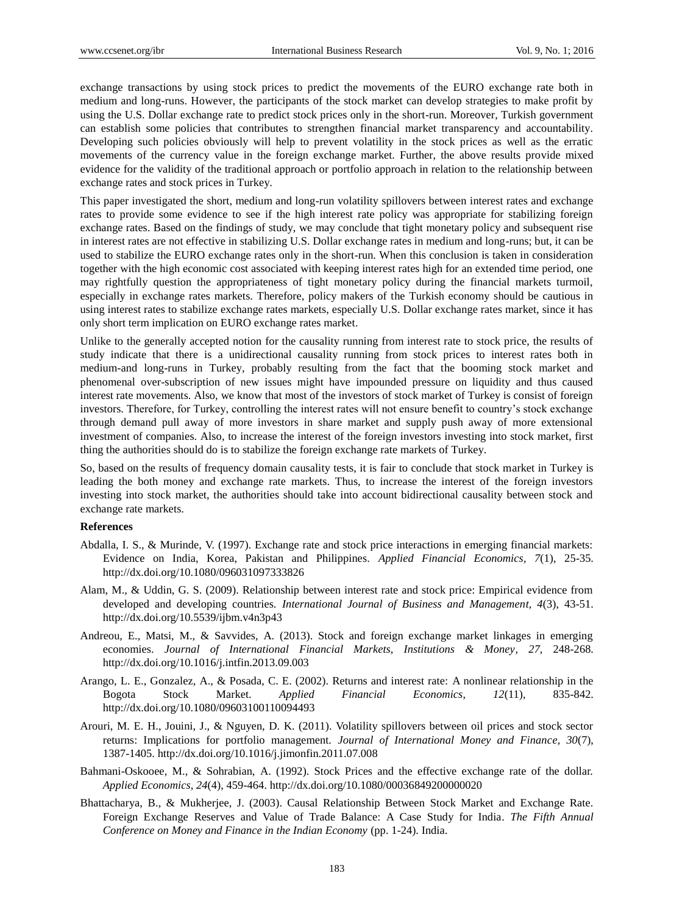exchange transactions by using stock prices to predict the movements of the EURO exchange rate both in medium and long-runs. However, the participants of the stock market can develop strategies to make profit by using the U.S. Dollar exchange rate to predict stock prices only in the short-run. Moreover, Turkish government can establish some policies that contributes to strengthen financial market transparency and accountability. Developing such policies obviously will help to prevent volatility in the stock prices as well as the erratic movements of the currency value in the foreign exchange market. Further, the above results provide mixed evidence for the validity of the traditional approach or portfolio approach in relation to the relationship between exchange rates and stock prices in Turkey.

This paper investigated the short, medium and long-run volatility spillovers between interest rates and exchange rates to provide some evidence to see if the high interest rate policy was appropriate for stabilizing foreign exchange rates. Based on the findings of study, we may conclude that tight monetary policy and subsequent rise in interest rates are not effective in stabilizing U.S. Dollar exchange rates in medium and long-runs; but, it can be used to stabilize the EURO exchange rates only in the short-run. When this conclusion is taken in consideration together with the high economic cost associated with keeping interest rates high for an extended time period, one may rightfully question the appropriateness of tight monetary policy during the financial markets turmoil, especially in exchange rates markets. Therefore, policy makers of the Turkish economy should be cautious in using interest rates to stabilize exchange rates markets, especially U.S. Dollar exchange rates market, since it has only short term implication on EURO exchange rates market.

Unlike to the generally accepted notion for the causality running from interest rate to stock price, the results of study indicate that there is a unidirectional causality running from stock prices to interest rates both in medium-and long-runs in Turkey, probably resulting from the fact that the booming stock market and phenomenal over-subscription of new issues might have impounded pressure on liquidity and thus caused interest rate movements. Also, we know that most of the investors of stock market of Turkey is consist of foreign investors. Therefore, for Turkey, controlling the interest rates will not ensure benefit to country's stock exchange through demand pull away of more investors in share market and supply push away of more extensional investment of companies. Also, to increase the interest of the foreign investors investing into stock market, first thing the authorities should do is to stabilize the foreign exchange rate markets of Turkey.

So, based on the results of frequency domain causality tests, it is fair to conclude that stock market in Turkey is leading the both money and exchange rate markets. Thus, to increase the interest of the foreign investors investing into stock market, the authorities should take into account bidirectional causality between stock and exchange rate markets.

## References

Abdalla, I. S., & Murinde, V. (1997). Exchange rate and stock price interactions in emerging financial markets: Evidence on India, Korea, Pakistan and Philippines. *Applied Financial Economics, 7*(1), 25-35. http://dx.doi.org/10.1080/096031097333826

Alam, M., & Uddin, G. S. (2009). Relationship between interest rate and stock price: Empirical evidence from developed and developing countries. *International Journal of Business and Management, 4*(3), 43-51. http://dx.doi.org/10.5539/ijbm.v4n3p43

Andreou, E., Matsi, M., & Savvides, A. (2013). Stock and foreign exchange market linkages in emerging economies. *Journal of International Financial Markets, Institutions & Money, 27*, 248-268. http://dx.doi.org/10.1016/j.intfin.2013.09.003

Arango, L. E., Gonzalez, A., & Posada, C. E. (2002). Returns and interest rate: A nonlinear relationship in the Bogota Stock Market. *Applied Financial Economics, 12*(11), 835-842. http://dx.doi.org/10.1080/09603100110094493

Arouri, M. E. H., Jouini, J., & Nguyen, D. K. (2011). Volatility spillovers between oil prices and stock sector returns: Implications for portfolio management. *Journal of International Money and Finance, 30*(7), 1387-1405. http://dx.doi.org/10.1016/j.jimonfin.2011.07.008

Bahmani-Oskooee, M., & Sohrabian, A. (1992). Stock Prices and the effective exchange rate of the dollar. *Applied Economics, 24*(4), 459-464. http://dx.doi.org/10.1080/00036849200000020

Bhattacharya, B., & Mukherjee, J. (2003). Causal Relationship Between Stock Market and Exchange Rate. Foreign Exchange Reserves and Value of Trade Balance: A Case Study for India. *The Fifth Annual Conference on Money and Finance in the Indian Economy* (pp. 1-24). India.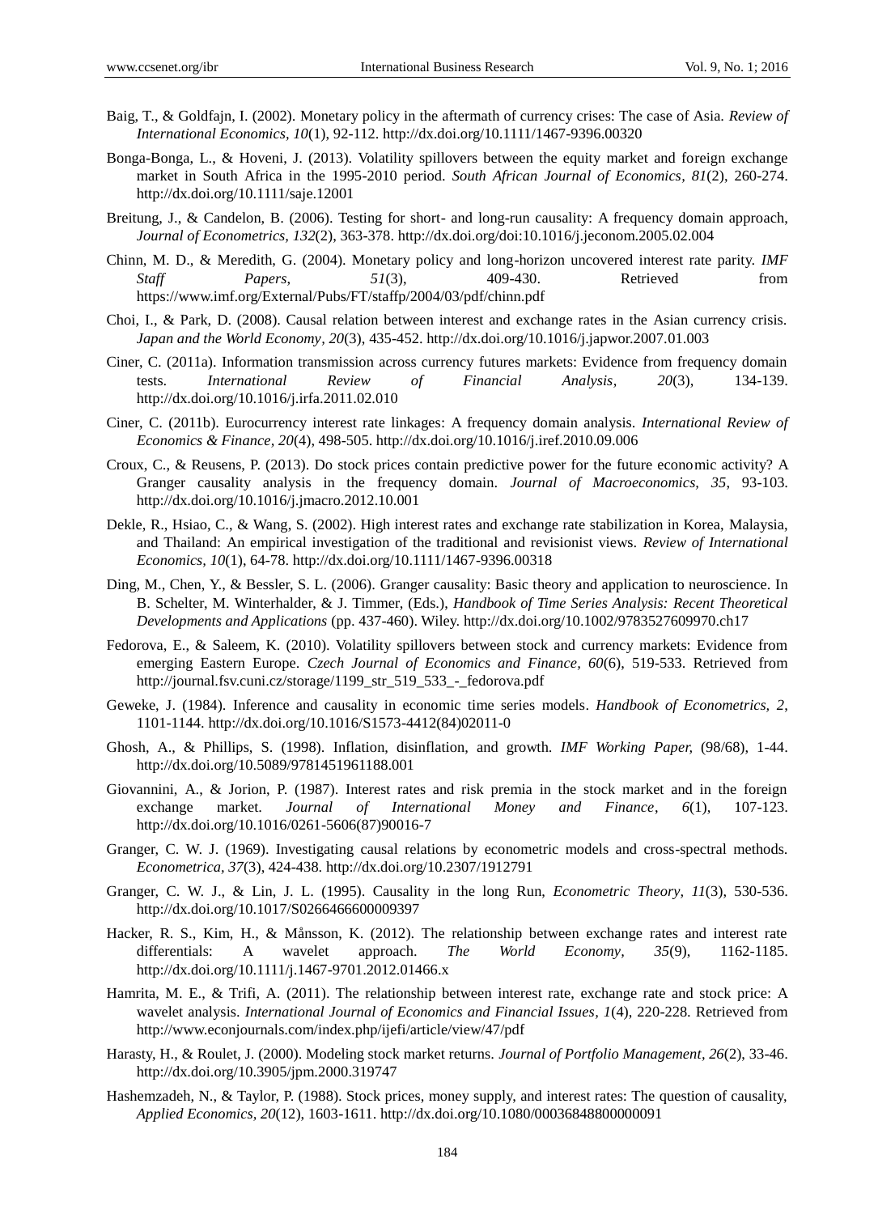Baig, T., & Goldfajn, I. (2002). Monetary policy in the aftermath of currency crises: The case of Asia. *Review of International Economics, 10*(1), 92-112. http://dx.doi.org/10.1111/1467-9396.00320

Bonga-Bonga, L., & Hoveni, J. (2013). Volatility spillovers between the equity market and foreign exchange market in South Africa in the 1995-2010 period. *South African Journal of Economics, 81*(2), 260-274. http://dx.doi.org/10.1111/saje.12001

Breitung, J., & Candelon, B. (2006). Testing for short- and long-run causality: A frequency domain approach, *Journal of Econometrics, 132*(2), 363-378. http://dx.doi.org/doi:10.1016/j.jeconom.2005.02.004

Chinn, M. D., & Meredith, G. (2004). Monetary policy and long-horizon uncovered interest rate parity. *IMF Staff Papers, 51*(3), 409-430. Retrieved from https://www.imf.org/External/Pubs/FT/staffp/2004/03/pdf/chinn.pdf

Choi, I., & Park, D. (2008). Causal relation between interest and exchange rates in the Asian currency crisis. *Japan and the World Economy, 20*(3), 435-452. http://dx.doi.org/10.1016/j.japwor.2007.01.003

Ciner, C. (2011a). Information transmission across currency futures markets: Evidence from frequency domain tests. *International Review of Financial Analysis, 20*(3), 134-139. http://dx.doi.org/10.1016/j.irfa.2011.02.010

Ciner, C. (2011b). Eurocurrency interest rate linkages: A frequency domain analysis. *International Review of Economics & Finance, 20*(4), 498-505. http://dx.doi.org/10.1016/j.iref.2010.09.006

Croux, C., & Reusens, P. (2013). Do stock prices contain predictive power for the future economic activity? A Granger causality analysis in the frequency domain. *Journal of Macroeconomics, 35*, 93-103. http://dx.doi.org/10.1016/j.jmacro.2012.10.001

Dekle, R., Hsiao, C., & Wang, S. (2002). High interest rates and exchange rate stabilization in Korea, Malaysia, and Thailand: An empirical investigation of the traditional and revisionist views. *Review of International Economics, 10*(1), 64-78. http://dx.doi.org/10.1111/1467-9396.00318

Ding, M., Chen, Y., & Bessler, S. L. (2006). Granger causality: Basic theory and application to neuroscience. In B. Schelter, M. Winterhalder, & J. Timmer, (Eds.), *Handbook of Time Series Analysis: Recent Theoretical Developments and Applications* (pp. 437-460). Wiley. http://dx.doi.org/10.1002/9783527609970.ch17

Fedorova, E., & Saleem, K. (2010). Volatility spillovers between stock and currency markets: Evidence from emerging Eastern Europe. *Czech Journal of Economics and Finance, 60*(6), 519-533. Retrieved from http://journal.fsv.cuni.cz/storage/1199_str_519_533_-_fedorova.pdf

Geweke, J. (1984). Inference and causality in economic time series models. *Handbook of Econometrics, 2*, 1101-1144. http://dx.doi.org/10.1016/S1573-4412(84)02011-0

Ghosh, A., & Phillips, S. (1998). Inflation, disinflation, and growth. *IMF Working Paper,* (98/68), 1-44. http://dx.doi.org/10.5089/9781451961188.001

Giovannini, A., & Jorion, P. (1987). Interest rates and risk premia in the stock market and in the foreign exchange market. *Journal of International Money and Finance, 6*(1), 107-123. http://dx.doi.org/10.1016/0261-5606(87)90016-7

Granger, C. W. J. (1969). Investigating causal relations by econometric models and cross-spectral methods. *Econometrica, 37*(3), 424-438. http://dx.doi.org/10.2307/1912791

Granger, C. W. J., & Lin, J. L. (1995). Causality in the long Run, *Econometric Theory, 11*(3), 530-536. http://dx.doi.org/10.1017/S0266466600009397

Hacker, R. S., Kim, H., & Månsson, K. (2012). The relationship between exchange rates and interest rate differentials: A wavelet approach. *The World Economy, 35*(9), 1162-1185. http://dx.doi.org/10.1111/j.1467-9701.2012.01466.x

Hamrita, M. E., & Trifi, A. (2011). The relationship between interest rate, exchange rate and stock price: A wavelet analysis. *International Journal of Economics and Financial Issues, 1*(4), 220-228. Retrieved from http://www.econjournals.com/index.php/ijefi/article/view/47/pdf

Harasty, H., & Roulet, J. (2000). Modeling stock market returns. *Journal of Portfolio Management, 26*(2), 33-46. http://dx.doi.org/10.3905/jpm.2000.319747

Hashemzadeh, N., & Taylor, P. (1988). Stock prices, money supply, and interest rates: The question of causality, *Applied Economics, 20*(12), 1603-1611. http://dx.doi.org/10.1080/00036848800000091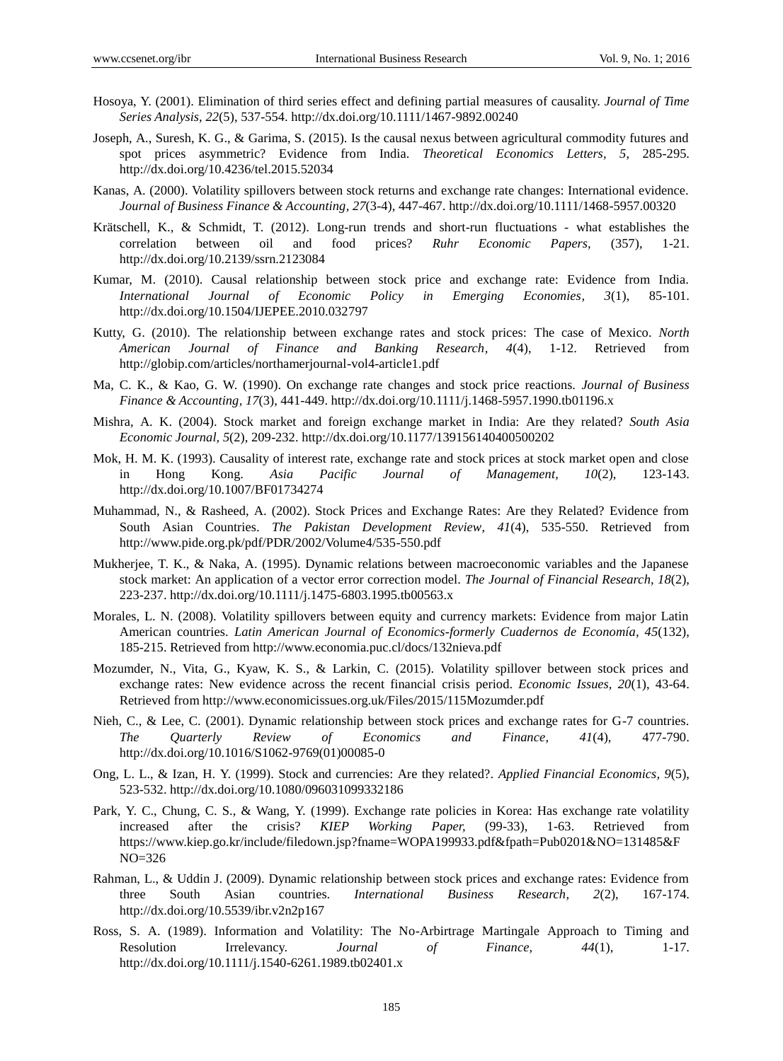Hosoya, Y. (2001). Elimination of third series effect and defining partial measures of causality. *Journal of Time Series Analysis, 22*(5), 537-554. http://dx.doi.org/10.1111/1467-9892.00240

Joseph, A., Suresh, K. G., & Garima, S. (2015). Is the causal nexus between agricultural commodity futures and spot prices asymmetric? Evidence from India. *Theoretical Economics Letters, 5*, 285-295. http://dx.doi.org/10.4236/tel.2015.52034

Kanas, A. (2000). Volatility spillovers between stock returns and exchange rate changes: International evidence. *Journal of Business Finance & Accounting, 27*(3-4), 447-467. http://dx.doi.org/10.1111/1468-5957.00320

Krätschell, K., & Schmidt, T. (2012). Long-run trends and short-run fluctuations - what establishes the correlation between oil and food prices? *Ruhr Economic Papers,* (357), 1-21. http://dx.doi.org/10.2139/ssrn.2123084

Kumar, M. (2010). Causal relationship between stock price and exchange rate: Evidence from India. *International Journal of Economic Policy in Emerging Economies, 3*(1), 85-101. http://dx.doi.org/10.1504/IJEPEE.2010.032797

Kutty, G. (2010). The relationship between exchange rates and stock prices: The case of Mexico. *North American Journal of Finance and Banking Research, 4*(4), 1-12. Retrieved from http://globip.com/articles/northamerjournal-vol4-article1.pdf

Ma, C. K., & Kao, G. W. (1990). On exchange rate changes and stock price reactions. *Journal of Business Finance & Accounting, 17*(3), 441-449. http://dx.doi.org/10.1111/j.1468-5957.1990.tb01196.x

Mishra, A. K. (2004). Stock market and foreign exchange market in India: Are they related? *South Asia Economic Journal, 5*(2), 209-232. http://dx.doi.org/10.1177/139156140400500202

Mok, H. M. K. (1993). Causality of interest rate, exchange rate and stock prices at stock market open and close in Hong Kong. *Asia Pacific Journal of Management, 10*(2), 123-143. http://dx.doi.org/10.1007/BF01734274

Muhammad, N., & Rasheed, A. (2002). Stock Prices and Exchange Rates: Are they Related? Evidence from South Asian Countries. *The Pakistan Development Review, 41*(4), 535-550. Retrieved from http://www.pide.org.pk/pdf/PDR/2002/Volume4/535-550.pdf

Mukherjee, T. K., & Naka, A. (1995). Dynamic relations between macroeconomic variables and the Japanese stock market: An application of a vector error correction model. *The Journal of Financial Research, 18*(2), 223-237. http://dx.doi.org/10.1111/j.1475-6803.1995.tb00563.x

Morales, L. N. (2008). Volatility spillovers between equity and currency markets: Evidence from major Latin American countries. *Latin American Journal of Economics-formerly Cuadernos de Economía, 45*(132), 185-215. Retrieved from http://www.economia.puc.cl/docs/132nieva.pdf

Mozumder, N., Vita, G., Kyaw, K. S., & Larkin, C. (2015). Volatility spillover between stock prices and exchange rates: New evidence across the recent financial crisis period. *Economic Issues, 20*(1), 43-64. Retrieved from http://www.economicissues.org.uk/Files/2015/115Mozumder.pdf

Nieh, C., & Lee, C. (2001). Dynamic relationship between stock prices and exchange rates for G-7 countries. *The Quarterly Review of Economics and Finance, 41*(4), 477-790. http://dx.doi.org/10.1016/S1062-9769(01)00085-0

Ong, L. L., & Izan, H. Y. (1999). Stock and currencies: Are they related?. *Applied Financial Economics, 9*(5), 523-532. http://dx.doi.org/10.1080/096031099332186

Park, Y. C., Chung, C. S., & Wang, Y. (1999). Exchange rate policies in Korea: Has exchange rate volatility increased after the crisis? *KIEP Working Paper,* (99-33), 1-63. Retrieved from https://www.kiep.go.kr/include/filedown.jsp?fname=WOPA199933.pdf&fpath=Pub0201&NO=131485&FNO=326

Rahman, L., & Uddin J. (2009). Dynamic relationship between stock prices and exchange rates: Evidence from three South Asian countries. *International Business Research, 2*(2), 167-174. http://dx.doi.org/10.5539/ibr.v2n2p167

Ross, S. A. (1989). Information and Volatility: The No-Arbirtrage Martingale Approach to Timing and Resolution Irrelevancy. *Journal of Finance, 44*(1), 1-17. http://dx.doi.org/10.1111/j.1540-6261.1989.tb02401.x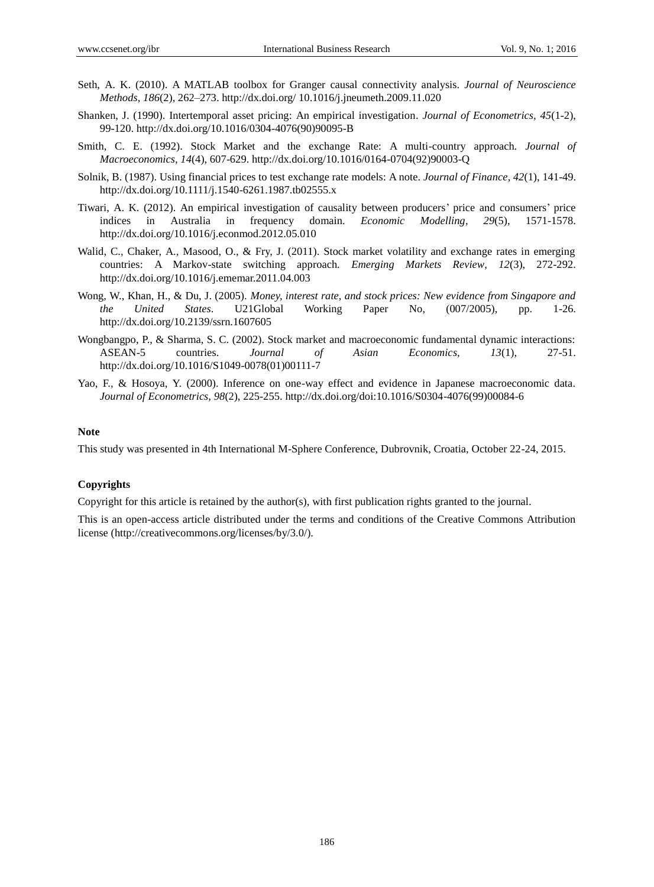Seth, A. K. (2010). A MATLAB toolbox for Granger causal connectivity analysis. *Journal of Neuroscience Methods, 186*(2), 262–273. http://dx.doi.org/ 10.1016/j.jneumeth.2009.11.020

Shanken, J. (1990). Intertemporal asset pricing: An empirical investigation. *Journal of Econometrics, 45*(1-2), 99-120. http://dx.doi.org/10.1016/0304-4076(90)90095-B

Smith, C. E. (1992). Stock Market and the exchange Rate: A multi-country approach. *Journal of Macroeconomics, 14*(4), 607-629. http://dx.doi.org/10.1016/0164-0704(92)90003-Q

Solnik, B. (1987). Using financial prices to test exchange rate models: A note. *Journal of Finance, 42*(1), 141-49. http://dx.doi.org/10.1111/j.1540-6261.1987.tb02555.x

Tiwari, A. K. (2012). An empirical investigation of causality between producers' price and consumers' price indices in Australia in frequency domain. *Economic Modelling, 29*(5), 1571-1578. http://dx.doi.org/10.1016/j.econmod.2012.05.010

Walid, C., Chaker, A., Masood, O., & Fry, J. (2011). Stock market volatility and exchange rates in emerging countries: A Markov-state switching approach. *Emerging Markets Review, 12*(3), 272-292. http://dx.doi.org/10.1016/j.ememar.2011.04.003

Wong, W., Khan, H., & Du, J. (2005). *Money, interest rate, and stock prices: New evidence from Singapore and the United States*. U21Global Working Paper No, (007/2005), pp. 1-26. http://dx.doi.org/10.2139/ssrn.1607605

Wongbangpo, P., & Sharma, S. C. (2002). Stock market and macroeconomic fundamental dynamic interactions: ASEAN-5 countries. *Journal of Asian Economics, 13*(1), 27-51. http://dx.doi.org/10.1016/S1049-0078(01)00111-7

Yao, F., & Hosoya, Y. (2000). Inference on one-way effect and evidence in Japanese macroeconomic data. *Journal of Econometrics, 98*(2), 225-255. http://dx.doi.org/doi:10.1016/S0304-4076(99)00084-6

**Note**

This study was presented in 4th International M-Sphere Conference, Dubrovnik, Croatia, October 22-24, 2015.

**Copyrights**

Copyright for this article is retained by the author(s), with first publication rights granted to the journal.

This is an open-access article distributed under the terms and conditions of the Creative Commons Attribution license (http://creativecommons.org/licenses/by/3.0/).